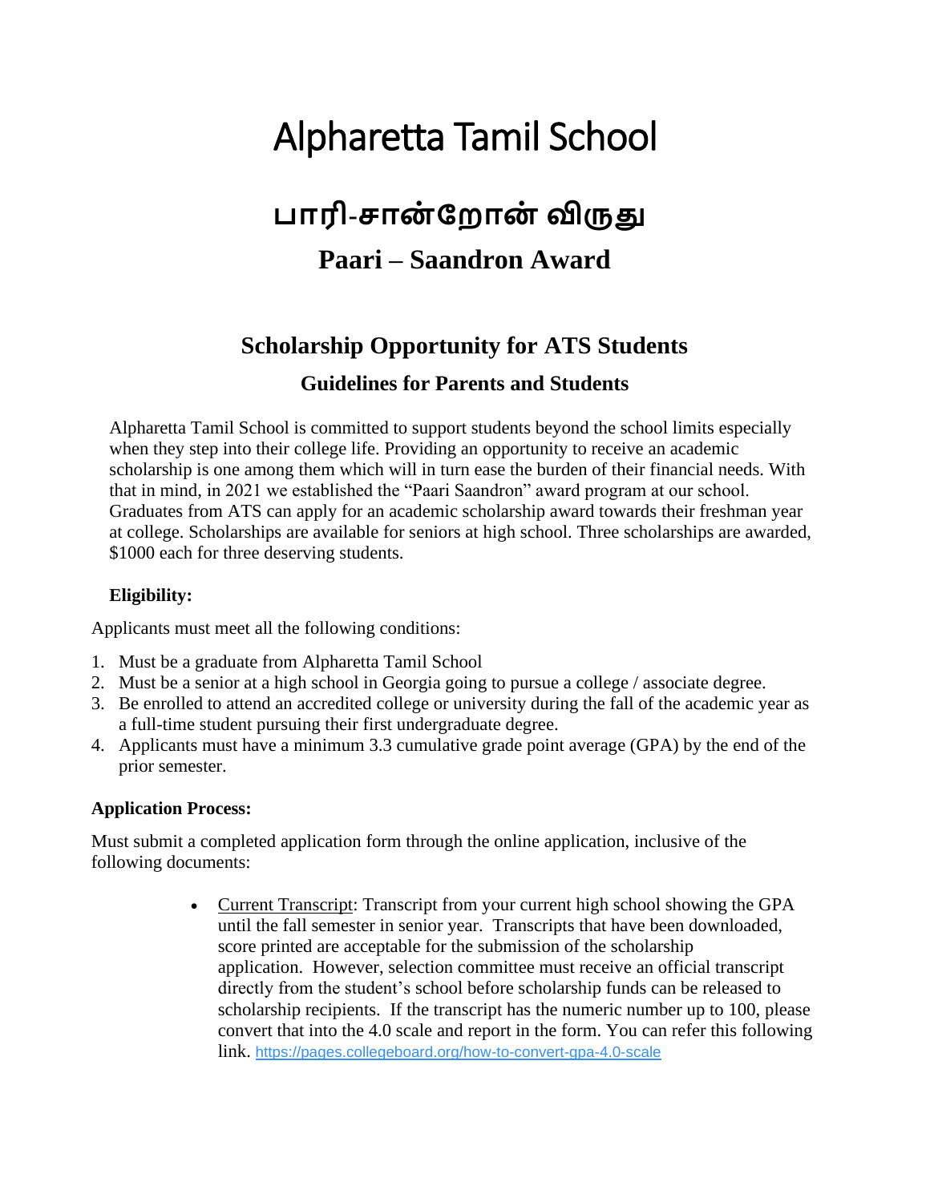# Alpharetta Tamil School

## பாரி-சான்றோன் விருது

## Paari – Saandron Award

### Scholarship Opportunity for ATS Students

#### Guidelines for Parents and Students

Alpharetta Tamil School is committed to support students beyond the school limits especially when they step into their college life. Providing an opportunity to receive an academic scholarship is one among them which will in turn ease the burden of their financial needs. With that in mind, in 2021 we established the "Paari Saandron" award program at our school. Graduates from ATS can apply for an academic scholarship award towards their freshman year at college. Scholarships are available for seniors at high school. Three scholarships are awarded, $1000 each for three deserving students.

**Eligibility:**

Applicants must meet all the following conditions:

1. Must be a graduate from Alpharetta Tamil School
2. Must be a senior at a high school in Georgia going to pursue a college / associate degree.
3. Be enrolled to attend an accredited college or university during the fall of the academic year as a full-time student pursuing their first undergraduate degree.
4. Applicants must have a minimum 3.3 cumulative grade point average (GPA) by the end of the prior semester.

**Application Process:**

Must submit a completed application form through the online application, inclusive of the following documents:

- Current Transcript: Transcript from your current high school showing the GPA until the fall semester in senior year. Transcripts that have been downloaded, score printed are acceptable for the submission of the scholarship application. However, selection committee must receive an official transcript directly from the student's school before scholarship funds can be released to scholarship recipients. If the transcript has the numeric number up to 100, please convert that into the 4.0 scale and report in the form. You can refer this following link. https://pages.collegeboard.org/how-to-convert-gpa-4.0-scale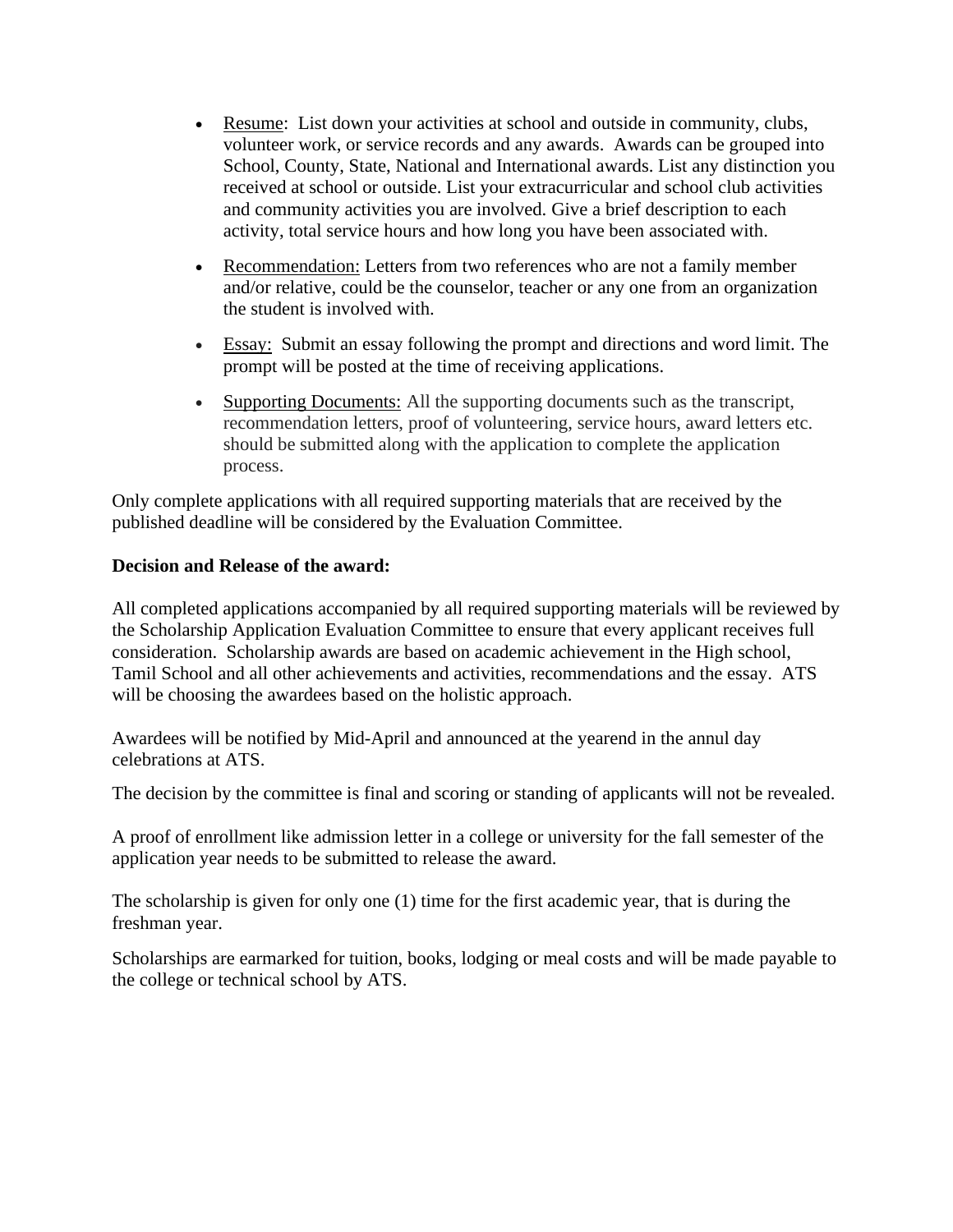- Resume: List down your activities at school and outside in community, clubs, volunteer work, or service records and any awards. Awards can be grouped into School, County, State, National and International awards. List any distinction you received at school or outside. List your extracurricular and school club activities and community activities you are involved. Give a brief description to each activity, total service hours and how long you have been associated with.

- Recommendation: Letters from two references who are not a family member and/or relative, could be the counselor, teacher or any one from an organization the student is involved with.

- Essay: Submit an essay following the prompt and directions and word limit. The prompt will be posted at the time of receiving applications.

- Supporting Documents: All the supporting documents such as the transcript, recommendation letters, proof of volunteering, service hours, award letters etc. should be submitted along with the application to complete the application process.

Only complete applications with all required supporting materials that are received by the published deadline will be considered by the Evaluation Committee.

**Decision and Release of the award:**

All completed applications accompanied by all required supporting materials will be reviewed by the Scholarship Application Evaluation Committee to ensure that every applicant receives full consideration. Scholarship awards are based on academic achievement in the High school, Tamil School and all other achievements and activities, recommendations and the essay. ATS will be choosing the awardees based on the holistic approach.

Awardees will be notified by Mid-April and announced at the yearend in the annul day celebrations at ATS.

The decision by the committee is final and scoring or standing of applicants will not be revealed.

A proof of enrollment like admission letter in a college or university for the fall semester of the application year needs to be submitted to release the award.

The scholarship is given for only one (1) time for the first academic year, that is during the freshman year.

Scholarships are earmarked for tuition, books, lodging or meal costs and will be made payable to the college or technical school by ATS.